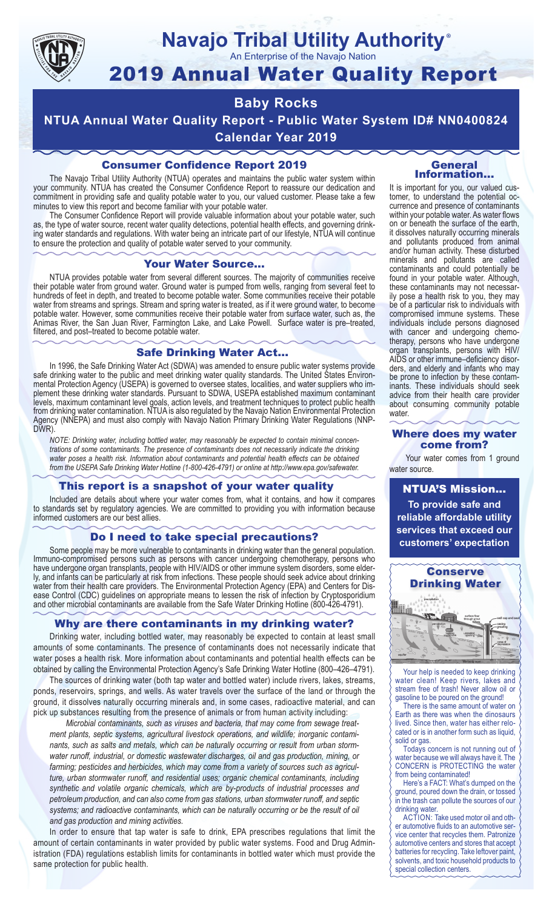# Navajo Tribal Utility Authority®

An Enterprise of the Navajo Nation

# 2019 Annual Water Quality Report

## Baby Rocks

## NTUA Annual Water Quality Report - Public Water System ID# NN0400824

## Calendar Year 2019

### Consumer Confidence Report 2019

The Navajo Tribal Utility Authority (NTUA) operates and maintains the public water system within your community. NTUA has created the Consumer Confidence Report to reassure our dedication and commitment in providing safe and quality potable water to you, our valued customer. Please take a few minutes to view this report and become familiar with your potable water.

The Consumer Confidence Report will provide valuable information about your potable water, such as, the type of water source, recent water quality detections, potential health effects, and governing drinking water standards and regulations. With water being an intricate part of our lifestyle, NTUA will continue to ensure the protection and quality of potable water served to your community.

### Your Water Source…

NTUA provides potable water from several different sources. The majority of communities receive their potable water from ground water. Ground water is pumped from wells, ranging from several feet to hundreds of feet in depth, and treated to become potable water. Some communities receive their potable water from streams and springs. Stream and spring water is treated, as if it were ground water, to become potable water. However, some communities receive their potable water from surface water, such as, the Animas River, the San Juan River, Farmington Lake, and Lake Powell. Surface water is pre–treated, filtered, and post–treated to become potable water.

### Safe Drinking Water Act…

In 1996, the Safe Drinking Water Act (SDWA) was amended to ensure public water systems provide safe drinking water to the public and meet drinking water quality standards. The United States Environmental Protection Agency (USEPA) is governed to oversee states, localities, and water suppliers who implement these drinking water standards. Pursuant to SDWA, USEPA established maximum contaminant levels, maximum contaminant level goals, action levels, and treatment techniques to protect public health from drinking water contamination. NTUA is also regulated by the Navajo Nation Environmental Protection Agency (NNEPA) and must also comply with Navajo Nation Primary Drinking Water Regulations (NNPDWR).

*NOTE: Drinking water, including bottled water, may reasonably be expected to contain minimal concentrations of some contaminants. The presence of contaminants does not necessarily indicate the drinking water poses a health risk. Information about contaminants and potential health effects can be obtained from the USEPA Safe Drinking Water Hotline (1-800-426-4791) or online at http://www.epa.gov/safewater.*

### This report is a snapshot of your water quality

Included are details about where your water comes from, what it contains, and how it compares to standards set by regulatory agencies. We are committed to providing you with information because informed customers are our best allies.

### Do I need to take special precautions?

Some people may be more vulnerable to contaminants in drinking water than the general population. Immuno-compromised persons such as persons with cancer undergoing chemotherapy, persons who have undergone organ transplants, people with HIV/AIDS or other immune system disorders, some elderly, and infants can be particularly at risk from infections. These people should seek advice about drinking water from their health care providers. The Environmental Protection Agency (EPA) and Centers for Disease Control (CDC) guidelines on appropriate means to lessen the risk of infection by Cryptosporidium and other microbial contaminants are available from the Safe Water Drinking Hotline (800-426-4791).

### Why are there contaminants in my drinking water?

Drinking water, including bottled water, may reasonably be expected to contain at least small amounts of some contaminants. The presence of contaminants does not necessarily indicate that water poses a health risk. More information about contaminants and potential health effects can be obtained by calling the Environmental Protection Agency's Safe Drinking Water Hotline (800–426–4791).

The sources of drinking water (both tap water and bottled water) include rivers, lakes, streams, ponds, reservoirs, springs, and wells. As water travels over the surface of the land or through the ground, it dissolves naturally occurring minerals and, in some cases, radioactive material, and can pick up substances resulting from the presence of animals or from human activity including:

*Microbial contaminants, such as viruses and bacteria, that may come from sewage treatment plants, septic systems, agricultural livestock operations, and wildlife; inorganic contaminants, such as salts and metals, which can be naturally occurring or result from urban stormwater runoff, industrial, or domestic wastewater discharges, oil and gas production, mining, or farming; pesticides and herbicides, which may come from a variety of sources such as agriculture, urban stormwater runoff, and residential uses; organic chemical contaminants, including synthetic and volatile organic chemicals, which are by-products of industrial processes and petroleum production, and can also come from gas stations, urban stormwater runoff, and septic systems; and radioactive contaminants, which can be naturally occurring or be the result of oil and gas production and mining activities.*

In order to ensure that tap water is safe to drink, EPA prescribes regulations that limit the amount of certain contaminants in water provided by public water systems. Food and Drug Administration (FDA) regulations establish limits for contaminants in bottled water which must provide the same protection for public health.

### General Information…

It is important for you, our valued customer, to understand the potential occurrence and presence of contaminants within your potable water. As water flows on or beneath the surface of the earth, it dissolves naturally occurring minerals and pollutants produced from animal and/or human activity. These disturbed minerals and pollutants are called contaminants and could potentially be found in your potable water. Although, these contaminants may not necessarily pose a health risk to you, they may be of a particular risk to individuals with compromised immune systems. These individuals include persons diagnosed with cancer and undergoing chemotherapy, persons who have undergone organ transplants, persons with HIV/AIDS or other immune–deficiency disorders, and elderly and infants who may be prone to infection by these contaminants. These individuals should seek advice from their health care provider about consuming community potable water.

### Where does my water come from?

Your water comes from 1 ground water source.

### NTUA'S Mission…

**To provide safe and reliable affordable utility services that exceed our customers' expectation**

### Conserve Drinking Water

Your help is needed to keep drinking water clean! Keep rivers, lakes and stream free of trash! Never allow oil or gasoline to be poured on the ground!

There is the same amount of water on Earth as there was when the dinosaurs lived. Since then, water has either relocated or is in another form such as liquid, solid or gas.

Todays concern is not running out of water because we will always have it. The CONCERN is PROTECTING the water from being contaminated!

Here's a FACT: What's dumped on the ground, poured down the drain, or tossed in the trash can pollute the sources of our drinking water.

ACTION: Take used motor oil and other automotive fluids to an automotive service center that recycles them. Patronize automotive centers and stores that accept batteries for recycling. Take leftover paint, solvents, and toxic household products to special collection centers.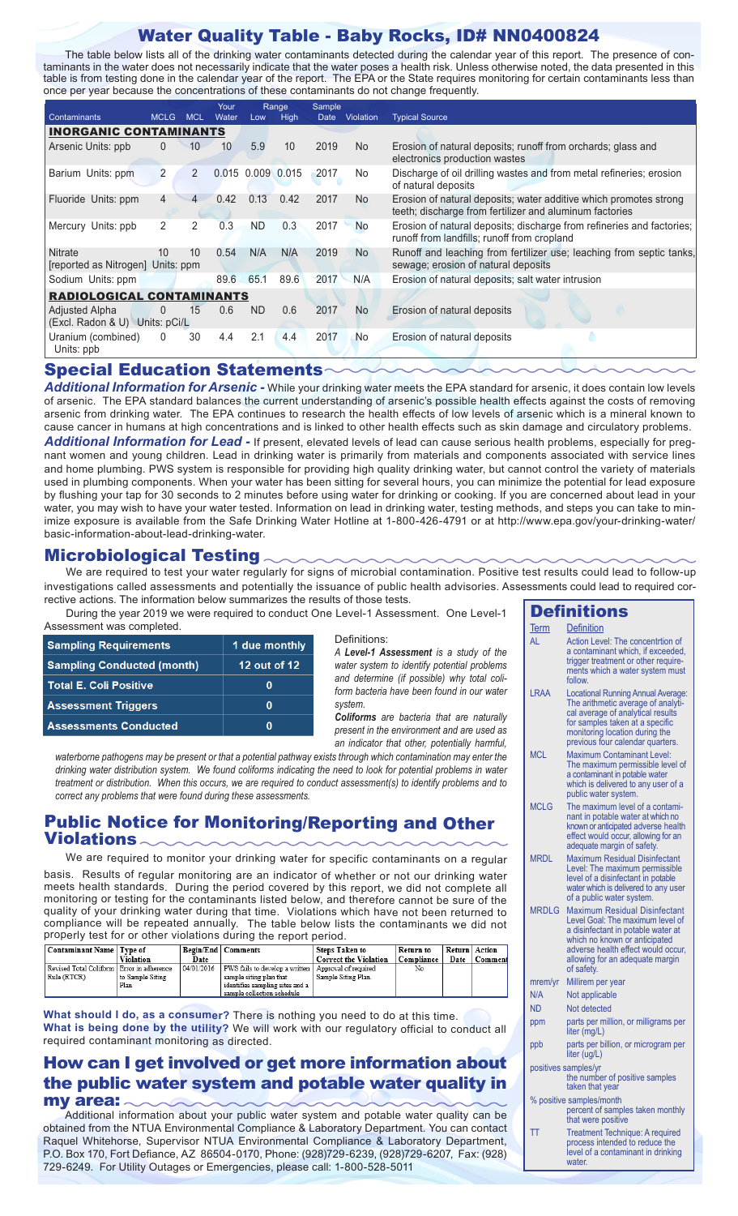# Water Quality Table - Baby Rocks, ID# NN0400824

The table below lists all of the drinking water contaminants detected during the calendar year of this report. The presence of contaminants in the water does not necessarily indicate that the water poses a health risk. Unless otherwise noted, the data presented in this table is from testing done in the calendar year of the report. The EPA or the State requires monitoring for certain contaminants less than once per year because the concentrations of these contaminants do not change frequently.

| Contaminants | MCLG | MCL | Your Water | Range Low | Range High | Sample Date | Violation | Typical Source |
|---|---|---|---|---|---|---|---|---|
| **INORGANIC CONTAMINANTS** | | | | | | | | |
| Arsenic Units: ppb | 0 | 10 | 10 | 5.9 | 10 | 2019 | No | Erosion of natural deposits; runoff from orchards; glass and electronics production wastes |
| Barium Units: ppm | 2 | 2 | 0.015 | 0.009 | 0.015 | 2017 | No | Discharge of oil drilling wastes and from metal refineries; erosion of natural deposits |
| Fluoride Units: ppm | 4 | 4 | 0.42 | 0.13 | 0.42 | 2017 | No | Erosion of natural deposits; water additive which promotes strong teeth; discharge from fertilizer and aluminum factories |
| Mercury Units: ppb | 2 | 2 | 0.3 | ND | 0.3 | 2017 | No | Erosion of natural deposits; discharge from refineries and factories; runoff from landfills; runoff from cropland |
| Nitrate [reported as Nitrogen] Units: ppm | 10 | 10 | 0.54 | N/A | N/A | 2019 | No | Runoff and leaching from fertilizer use; leaching from septic tanks, sewage; erosion of natural deposits |
| Sodium Units: ppm | | | 89.6 | 65.1 | 89.6 | 2017 | N/A | Erosion of natural deposits; salt water intrusion |
| **RADIOLOGICAL CONTAMINANTS** | | | | | | | | |
| Adjusted Alpha (Excl. Radon & U) Units: pCi/L | 0 | 15 | 0.6 | ND | 0.6 | 2017 | No | Erosion of natural deposits |
| Uranium (combined) Units: ppb | 0 | 30 | 4.4 | 2.1 | 4.4 | 2017 | No | Erosion of natural deposits |

## Special Education Statements

***Additional Information for Arsenic -*** While your drinking water meets the EPA standard for arsenic, it does contain low levels of arsenic. The EPA standard balances the current understanding of arsenic's possible health effects against the costs of removing arsenic from drinking water. The EPA continues to research the health effects of low levels of arsenic which is a mineral known to cause cancer in humans at high concentrations and is linked to other health effects such as skin damage and circulatory problems.

***Additional Information for Lead -*** If present, elevated levels of lead can cause serious health problems, especially for pregnant women and young children. Lead in drinking water is primarily from materials and components associated with service lines and home plumbing. PWS system is responsible for providing high quality drinking water, but cannot control the variety of materials used in plumbing components. When your water has been sitting for several hours, you can minimize the potential for lead exposure by flushing your tap for 30 seconds to 2 minutes before using water for drinking or cooking. If you are concerned about lead in your water, you may wish to have your water tested. Information on lead in drinking water, testing methods, and steps you can take to minimize exposure is available from the Safe Drinking Water Hotline at 1-800-426-4791 or at http://www.epa.gov/your-drinking-water/basic-information-about-lead-drinking-water.

## Microbiological Testing

We are required to test your water regularly for signs of microbial contamination. Positive test results could lead to follow-up investigations called assessments and potentially the issuance of public health advisories. Assessments could lead to required corrective actions. The information below summarizes the results of those tests.

During the year 2019 we were required to conduct One Level-1 Assessment. One Level-1 Assessment was completed.

| Sampling Requirements | 1 due monthly |
|---|---|
| Sampling Conducted (month) | 12 out of 12 |
| Total E. Coli Positive | 0 |
| Assessment Triggers | 0 |
| Assessments Conducted | 0 |

Definitions:

*A **Level-1 Assessment** is a study of the water system to identify potential problems and determine (if possible) why total coliform bacteria have been found in our water system.*

***Coliforms** are bacteria that are naturally present in the environment and are used as an indicator that other, potentially harmful, waterborne pathogens may be present or that a potential pathway exists through which contamination may enter the drinking water distribution system. We found coliforms indicating the need to look for potential problems in water treatment or distribution. When this occurs, we are required to conduct assessment(s) to identify problems and to correct any problems that were found during these assessments.*

## Public Notice for Monitoring/Reporting and Other Violations

We are required to monitor your drinking water for specific contaminants on a regular basis. Results of regular monitoring are an indicator of whether or not our drinking water meets health standards. During the period covered by this report, we did not complete all monitoring or testing for the contaminants listed below, and therefore cannot be sure of the quality of your drinking water during that time. Violations which have not been returned to compliance will be repeated annually. The table below lists the contaminants we did not properly test for or other violations during the report period.

| Contaminant Name | Type of Violation | Begin/End Date | Comments | Steps Taken to Correct the Violation | Return to Compliance | Return Date | Action Comment |
|---|---|---|---|---|---|---|---|
| Revised Total Coliform Rule (RTCR) | Error in adherence to Sample Siting Plan | 04/01/2016 | PWS fails to develop a written sample siting plan that identifies sampling sites and a sample collection schedule | Approval of required Sample Siting Plan | No | | |

**What should I do, as a consumer?** There is nothing you need to do at this time.
**What is being done by the utility?** We will work with our regulatory official to conduct all required contaminant monitoring as directed.

## How can I get involved or get more information about the public water system and potable water quality in my area:

Additional information about your public water system and potable water quality can be obtained from the NTUA Environmental Compliance & Laboratory Department. You can contact Raquel Whitehorse, Supervisor NTUA Environmental Compliance & Laboratory Department, P.O. Box 170, Fort Defiance, AZ 86504-0170, Phone: (928)729-6239, (928)729-6207, Fax: (928) 729-6249. For Utility Outages or Emergencies, please call: 1-800-528-5011

## Definitions

| Term | Definition |
|---|---|
| AL | Action Level: The concentrtion of a contaminant which, if exceeded, trigger treatment or other requirements which a water system must follow. |
| LRAA | Locational Running Annual Average: The arithmetic average of analytical average of analytical results for samples taken at a specific monitoring location during the previous four calendar quarters. |
| MCL | Maximum Contaminant Level: The maximum permissible level of a contaminant in potable water which is delivered to any user of a public water system. |
| MCLG | The maximum level of a contaminant in potable water at which no known or anticipated adverse health effect would occur, allowing for an adequate margin of safety. |
| MRDL | Maximum Residual Disinfectant Level: The maximum permissible level of a disinfectant in potable water which is delivered to any user of a public water system. |
| MRDLG | Maximum Residual Disinfectant Level Goal: The maximum level of a disinfectant in potable water at which no known or anticipated adverse health effect would occur, allowing for an adequate margin of safety. |
| mrem/yr | Millirem per year |
| N/A | Not applicable |
| ND | Not detected |
| ppm | parts per million, or milligrams per liter (mg/L) |
| ppb | parts per billion, or microgram per liter (ug/L) |
| positives samples/yr | the number of positive samples taken that year |
| % positive samples/month | percent of samples taken monthly that were positive |
| TT | Treatment Technique: A required process intended to reduce the level of a contaminant in drinking water. |